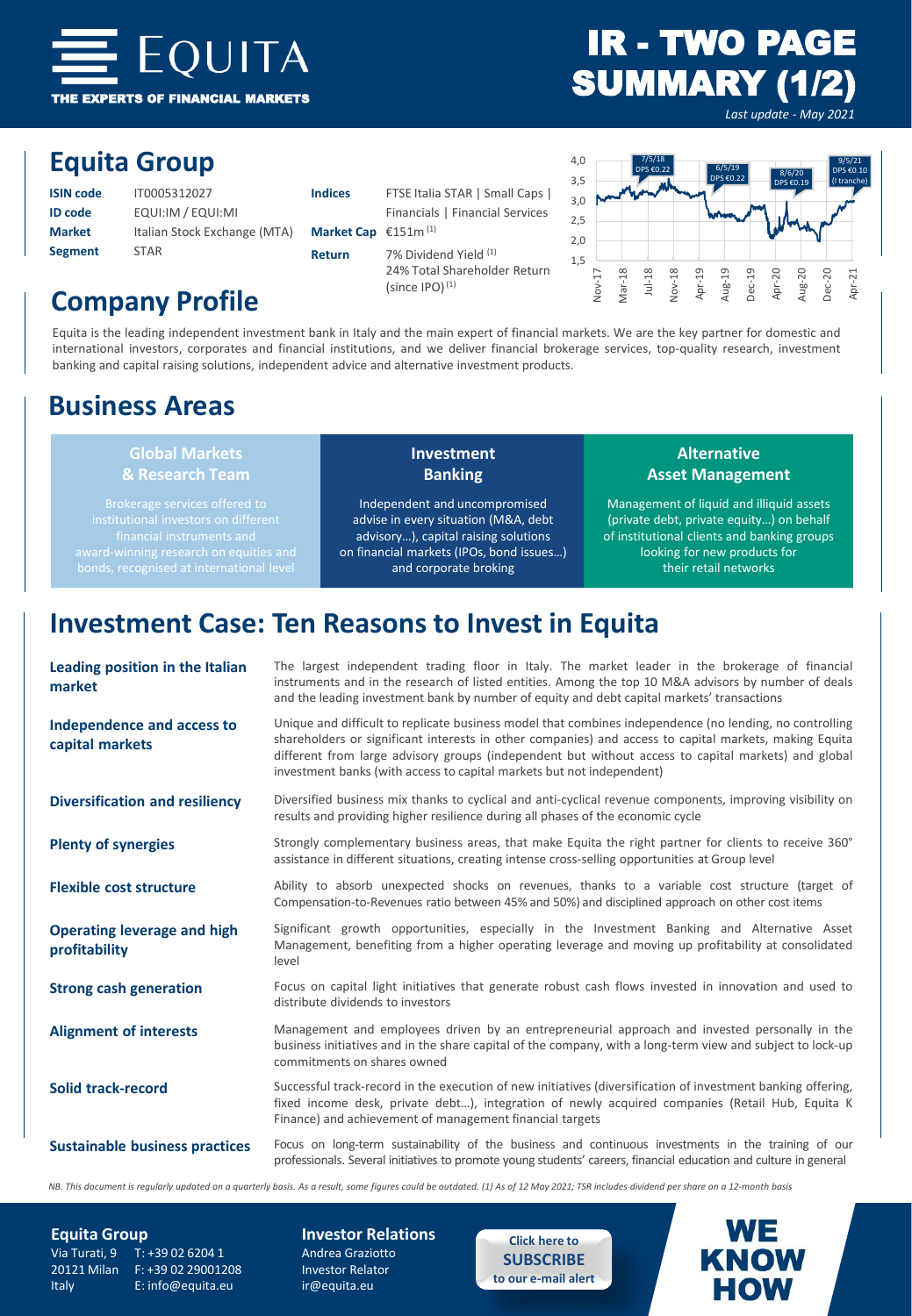# EQUITA

THE EXPERTS OF FINANCIAL MARKETS

# IR - TWO PAGE SUMMARY (1/2)

*Last update - May 2021*

## Equita Group

| | | | |
|---|---|---|---|
| **ISIN code** | IT0005312027 | **Indices** | FTSE Italia STAR \| Small Caps \| Financials \| Financial Services |
| **ID code** | EQUI:IM / EQUI:MI | **Market Cap** | €151m [1] |
| **Market** | Italian Stock Exchange (MTA) | **Return** | 7% Dividend Yield [1] 24% Total Shareholder Return (since IPO) [1] |
| **Segment** | STAR | | |

4,0 | 3,5 | 3,0 | 2,5 | 2,0 | 1,5

Nov-17 | Mar-18 | Jul-18 | Nov-18 | Apr-19 | Aug-19 | Dec-19 | Apr-20 | Aug-20 | Dec-20 | Apr-21

7/5/18 DPS €0.22 | 6/5/19 DPS €0.22 | 8/6/20 DPS €0.19 | 9/5/21 DPS €0.10 (I tranche)

## Company Profile

Equita is the leading independent investment bank in Italy and the main expert of financial markets. We are the key partner for domestic and international investors, corporates and financial institutions, and we deliver financial brokerage services, top-quality research, investment banking and capital raising solutions, independent advice and alternative investment products.

## Business Areas

**Global Markets & Research Team**

Brokerage services offered to institutional investors on different financial instruments and award-winning research on equities and bonds, recognised at international level

**Investment Banking**

Independent and uncompromised advise in every situation (M&A, debt advisory…), capital raising solutions on financial markets (IPOs, bond issues…) and corporate broking

**Alternative Asset Management**

Management of liquid and illiquid assets (private debt, private equity…) on behalf of institutional clients and banking groups looking for new products for their retail networks

## Investment Case: Ten Reasons to Invest in Equita

**Leading position in the Italian market**
The largest independent trading floor in Italy. The market leader in the brokerage of financial instruments and in the research of listed entities. Among the top 10 M&A advisors by number of deals and the leading investment bank by number of equity and debt capital markets' transactions

**Independence and access to capital markets**
Unique and difficult to replicate business model that combines independence (no lending, no controlling shareholders or significant interests in other companies) and access to capital markets, making Equita different from large advisory groups (independent but without access to capital markets) and global investment banks (with access to capital markets but not independent)

**Diversification and resiliency**
Diversified business mix thanks to cyclical and anti-cyclical revenue components, improving visibility on results and providing higher resilience during all phases of the economic cycle

**Plenty of synergies**
Strongly complementary business areas, that make Equita the right partner for clients to receive 360° assistance in different situations, creating intense cross-selling opportunities at Group level

**Flexible cost structure**
Ability to absorb unexpected shocks on revenues, thanks to a variable cost structure (target of Compensation-to-Revenues ratio between 45% and 50%) and disciplined approach on other cost items

**Operating leverage and high profitability**
Significant growth opportunities, especially in the Investment Banking and Alternative Asset Management, benefiting from a higher operating leverage and moving up profitability at consolidated level

**Strong cash generation**
Focus on capital light initiatives that generate robust cash flows invested in innovation and used to distribute dividends to investors

**Alignment of interests**
Management and employees driven by an entrepreneurial approach and invested personally in the business initiatives and in the share capital of the company, with a long-term view and subject to lock-up commitments on shares owned

**Solid track-record**
Successful track-record in the execution of new initiatives (diversification of investment banking offering, fixed income desk, private debt…), integration of newly acquired companies (Retail Hub, Equita K Finance) and achievement of management financial targets

**Sustainable business practices**
Focus on long-term sustainability of the business and continuous investments in the training of our professionals. Several initiatives to promote young students' careers, financial education and culture in general

*NB. This document is regularly updated on a quarterly basis. As a result, some figures could be outdated. (1) As of 12 May 2021; TSR includes dividend per share on a 12-month basis*

**Equita Group**
Via Turati, 9 — T: +39 02 6204 1
20121 Milan — F: +39 02 29001208
Italy — E: info@equita.eu

**Investor Relations**
Andrea Graziotto
Investor Relator
ir@equita.eu

Click here to **SUBSCRIBE** to our e-mail alert

**WE KNOW HOW**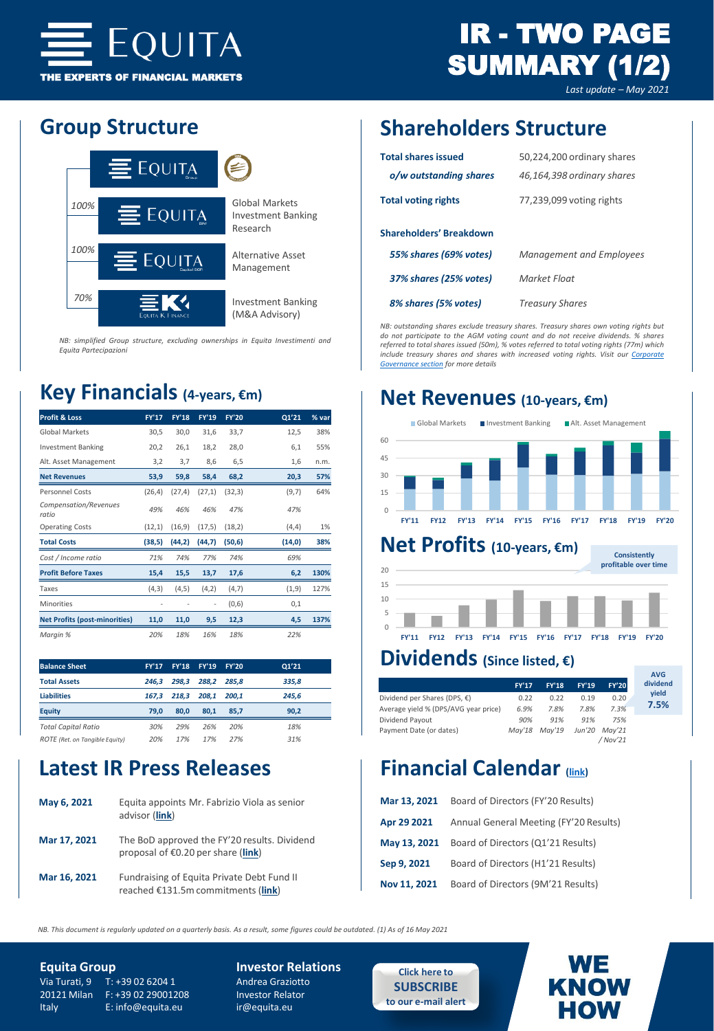# IR - TWO PAGE SUMMARY (1/2)

*Last update – May 2021*

## Group Structure

- EQUITA Group
  - 100% — EQUITA SIM: Global Markets, Investment Banking, Research
  - 100% — EQUITA Capital SGR: Alternative Asset Management
  - 70% — EQUITA K FINANCE: Investment Banking (M&A Advisory)

*NB: simplified Group structure, excluding ownerships in Equita Investimenti and Equita Partecipazioni*

## Shareholders Structure

| | |
|---|---|
| **Total shares issued** | 50,224,200 ordinary shares |
| ***o/w outstanding shares*** | *46,164,398 ordinary shares* |
| **Total voting rights** | 77,239,099 voting rights |

**Shareholders' Breakdown**

| | |
|---|---|
| ***55% shares (69% votes)*** | *Management and Employees* |
| ***37% shares (25% votes)*** | *Market Float* |
| ***8% shares (5% votes)*** | *Treasury Shares* |

*NB: outstanding shares exclude treasury shares. Treasury shares own voting rights but do not participate to the AGM voting count and do not receive dividends. % shares referred to total shares issued (50m), % votes referred to total voting rights (77m) which include treasury shares and shares with increased voting rights. Visit our Corporate Governance section for more details*

## Key Financials (4-years, €m)

| Profit & Loss | FY'17 | FY'18 | FY'19 | FY'20 | Q1'21 | % var |
|---|---|---|---|---|---|---|
| Global Markets | 30,5 | 30,0 | 31,6 | 33,7 | 12,5 | 38% |
| Investment Banking | 20,2 | 26,1 | 18,2 | 28,0 | 6,1 | 55% |
| Alt. Asset Management | 3,2 | 3,7 | 8,6 | 6,5 | 1,6 | n.m. |
| **Net Revenues** | **53,9** | **59,8** | **58,4** | **68,2** | **20,3** | **57%** |
| Personnel Costs | (26,4) | (27,4) | (27,1) | (32,3) | (9,7) | 64% |
| *Compensation/Revenues ratio* | *49%* | *46%* | *46%* | *47%* | *47%* | |
| Operating Costs | (12,1) | (16,9) | (17,5) | (18,2) | (4,4) | 1% |
| **Total Costs** | **(38,5)** | **(44,2)** | **(44,7)** | **(50,6)** | **(14,0)** | **38%** |
| *Cost / Income ratio* | *71%* | *74%* | *77%* | *74%* | *69%* | |
| **Profit Before Taxes** | **15,4** | **15,5** | **13,7** | **17,6** | **6,2** | **130%** |
| Taxes | (4,3) | (4,5) | (4,2) | (4,7) | (1,9) | 127% |
| Minorities | - | - | - | (0,6) | 0,1 | |
| **Net Profits (post-minorities)** | **11,0** | **11,0** | **9,5** | **12,3** | **4,5** | **137%** |
| *Margin %* | *20%* | *18%* | *16%* | *18%* | *22%* | |

| Balance Sheet | FY'17 | FY'18 | FY'19 | FY'20 | Q1'21 |
|---|---|---|---|---|---|
| **Total Assets** | ***246,3*** | ***298,3*** | ***288,2*** | ***285,8*** | ***335,8*** |
| **Liabilities** | ***167,3*** | ***218,3*** | ***208,1*** | ***200,1*** | ***245,6*** |
| **Equity** | **79,0** | **80,0** | **80,1** | **85,7** | **90,2** |
| *Total Capital Ratio* | *30%* | *29%* | *26%* | *20%* | *18%* |
| *ROTE (Ret. on Tangible Equity)* | *20%* | *17%* | *17%* | *27%* | *31%* |

## Net Revenues (10-years, €m)

Global Markets / Investment Banking / Alt. Asset Management

0 15 30 45 60

FY'11 FY12 FY'13 FY'14 FY'15 FY'16 FY'17 FY'18 FY'19 FY'20

## Net Profits (10-years, €m)

Consistently profitable over time

0 5 10 15 20

FY'11 FY12 FY'13 FY'14 FY'15 FY'16 FY'17 FY'18 FY'19 FY'20

## Dividends (Since listed, €)

| | FY'17 | FY'18 | FY'19 | FY'20 |
|---|---|---|---|---|
| Dividend per Shares (DPS, €) | 0.22 | 0.22 | 0.19 | 0.20 |
| Average yield % (DPS/AVG year price) | *6.9%* | *7.8%* | *7.8%* | *7.3%* |
| Dividend Payout | *90%* | *91%* | *91%* | *75%* |
| Payment Date (or dates) | *May'18* | *May'19* | *Jun'20* | *May'21 / Nov'21* |

**AVG dividend yield 7.5%**

## Latest IR Press Releases

- **May 6, 2021** — Equita appoints Mr. Fabrizio Viola as senior advisor (**link**)
- **Mar 17, 2021** — The BoD approved the FY'20 results. Dividend proposal of €0.20 per share (**link**)
- **Mar 16, 2021** — Fundraising of Equita Private Debt Fund II reached €131.5m commitments (**link**)

## Financial Calendar (link)

| | |
|---|---|
| **Mar 13, 2021** | Board of Directors (FY'20 Results) |
| **Apr 29 2021** | Annual General Meeting (FY'20 Results) |
| **May 13, 2021** | Board of Directors (Q1'21 Results) |
| **Sep 9, 2021** | Board of Directors (H1'21 Results) |
| **Nov 11, 2021** | Board of Directors (9M'21 Results) |

*NB. This document is regularly updated on a quarterly basis. As a result, some figures could be outdated. (1) As of 16 May 2021*

**Equita Group**
Via Turati, 9 — 20121 Milan — Italy
T: +39 02 6204 1
F: +39 02 29001208
E: info@equita.eu

**Investor Relations**
Andrea Graziotto
Investor Relator
ir@equita.eu

Click here to **SUBSCRIBE** to our e-mail alert

**WE KNOW HOW**